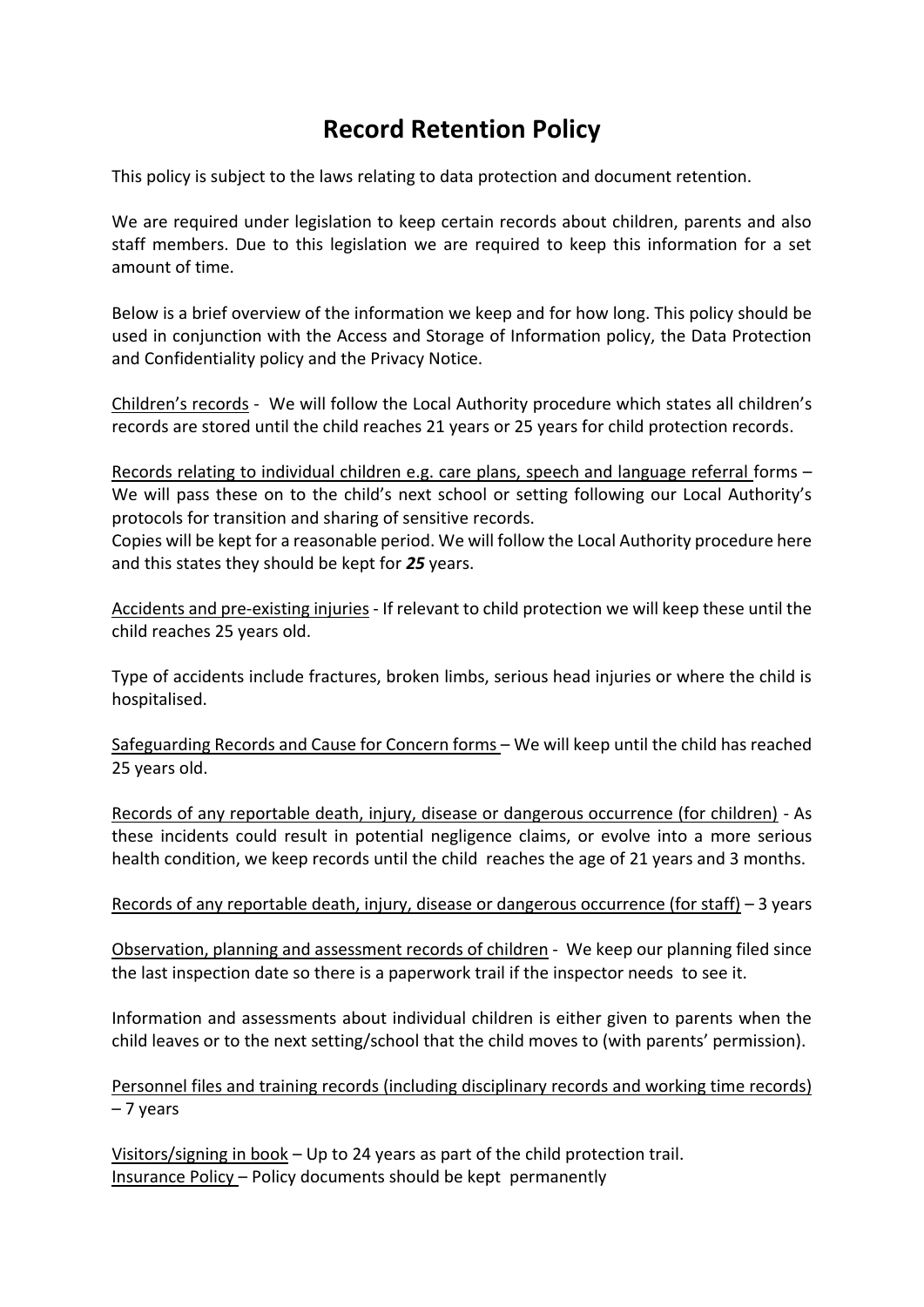# Record Retention Policy

This policy is subject to the laws relating to data protection and document retention.

We are required under legislation to keep certain records about children, parents and also staff members. Due to this legislation we are required to keep this information for a set amount of time.

Below is a brief overview of the information we keep and for how long. This policy should be used in conjunction with the Access and Storage of Information policy, the Data Protection and Confidentiality policy and the Privacy Notice.

<u>Children's records</u> - We will follow the Local Authority procedure which states all children's records are stored until the child reaches 21 years or 25 years for child protection records.

<u>Records relating to individual children e.g. care plans, speech and language referral</u> forms – We will pass these on to the child's next school or setting following our Local Authority's protocols for transition and sharing of sensitive records.
Copies will be kept for a reasonable period. We will follow the Local Authority procedure here and this states they should be kept for ***25*** years.

<u>Accidents and pre-existing injuries</u> - If relevant to child protection we will keep these until the child reaches 25 years old.

Type of accidents include fractures, broken limbs, serious head injuries or where the child is hospitalised.

<u>Safeguarding Records and Cause for Concern forms</u> – We will keep until the child has reached 25 years old.

<u>Records of any reportable death, injury, disease or dangerous occurrence (for children)</u> - As these incidents could result in potential negligence claims, or evolve into a more serious health condition, we keep records until the child reaches the age of 21 years and 3 months.

<u>Records of any reportable death, injury, disease or dangerous occurrence (for staff)</u> – 3 years

<u>Observation, planning and assessment records of children</u> - We keep our planning filed since the last inspection date so there is a paperwork trail if the inspector needs to see it.

Information and assessments about individual children is either given to parents when the child leaves or to the next setting/school that the child moves to (with parents' permission).

<u>Personnel files and training records (including disciplinary records and working time records)</u> – 7 years

<u>Visitors/signing in book</u> – Up to 24 years as part of the child protection trail.
<u>Insurance Policy</u> – Policy documents should be kept permanently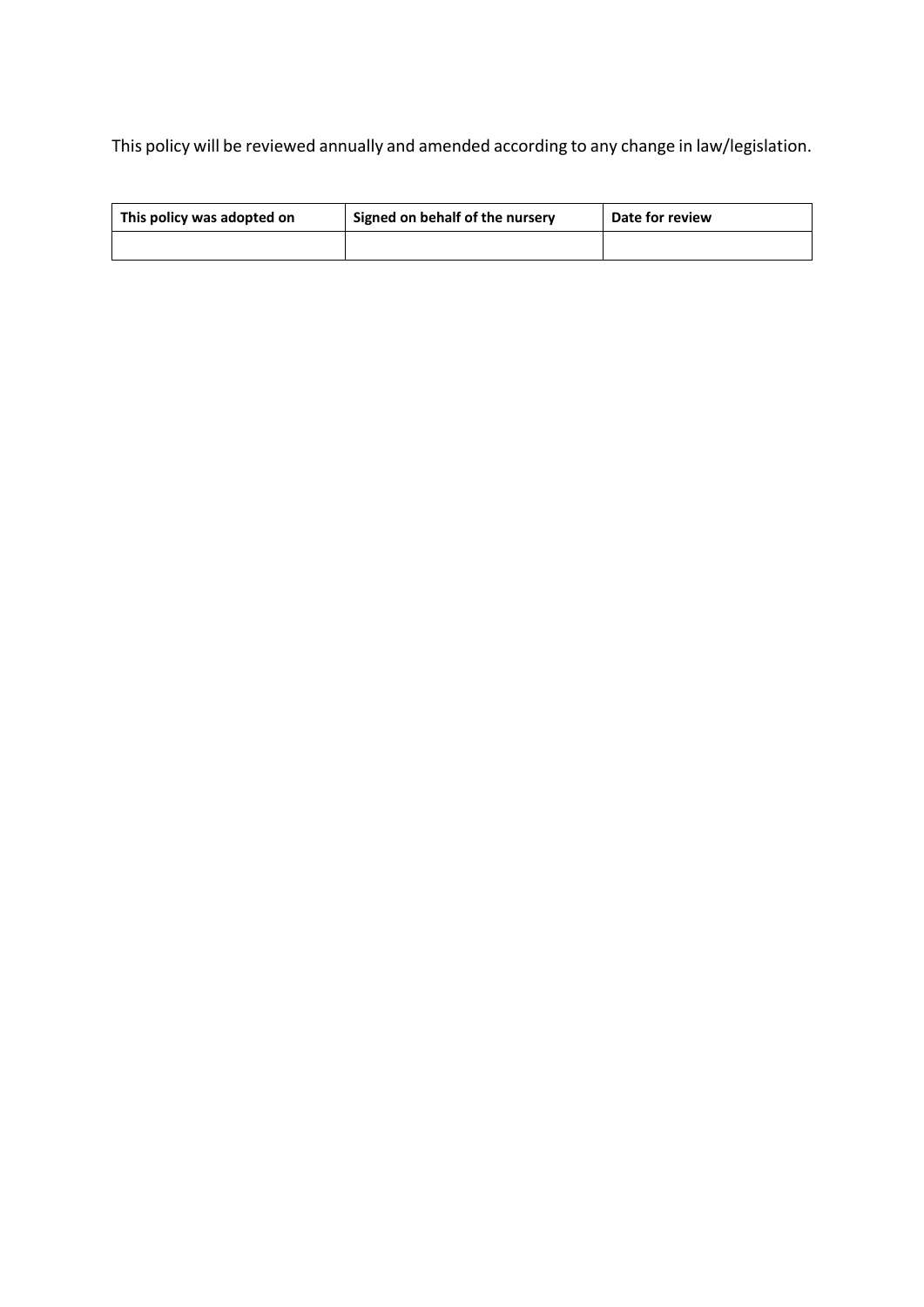This policy will be reviewed annually and amended according to any change in law/legislation.

| This policy was adopted on | Signed on behalf of the nursery | Date for review |
| --- | --- | --- |
| | | |